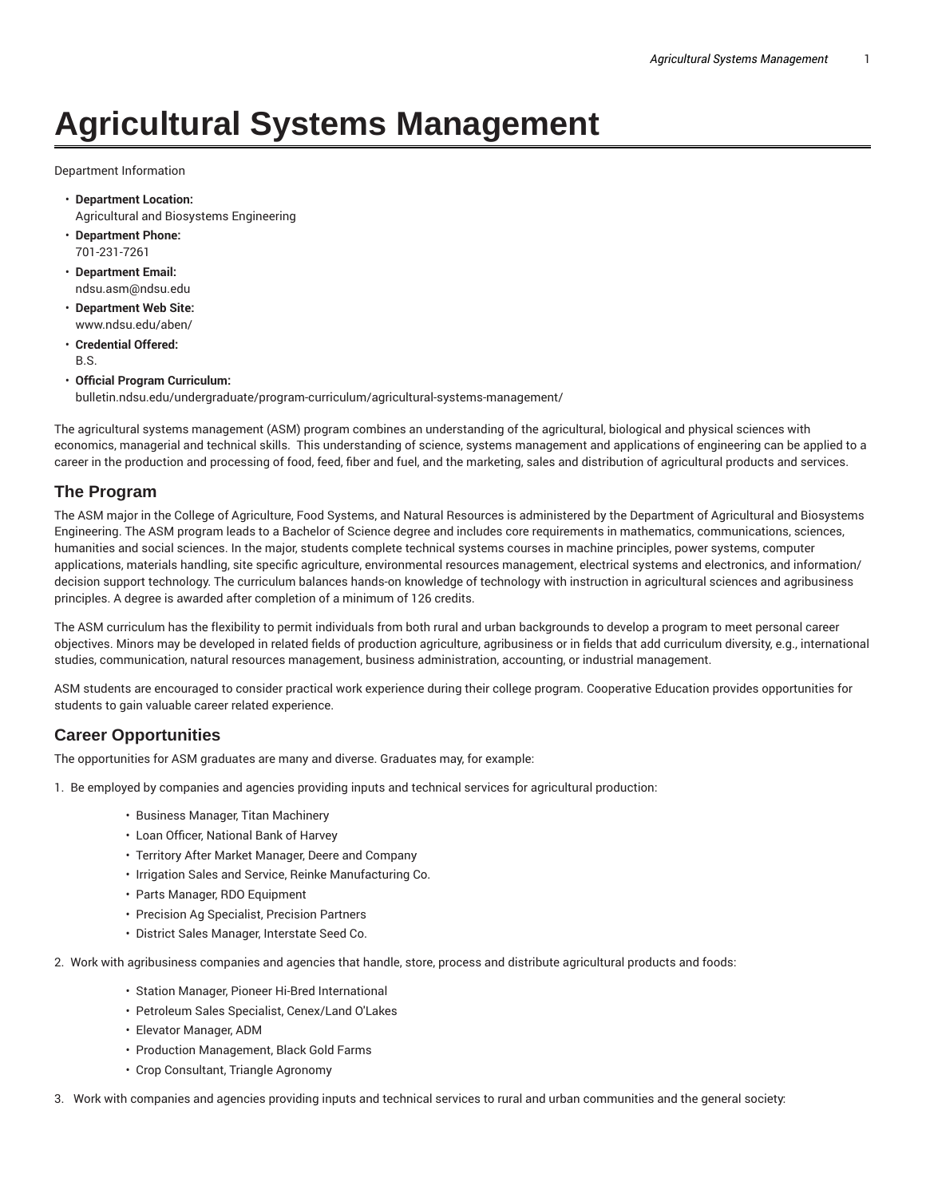# Agricultural Systems Management

Department Information

- **Department Location:**
  Agricultural and Biosystems Engineering
- **Department Phone:**
  701-231-7261
- **Department Email:**
  ndsu.asm@ndsu.edu
- **Department Web Site:**
  www.ndsu.edu/aben/
- **Credential Offered:**
  B.S.
- **Official Program Curriculum:**
  bulletin.ndsu.edu/undergraduate/program-curriculum/agricultural-systems-management/

The agricultural systems management (ASM) program combines an understanding of the agricultural, biological and physical sciences with economics, managerial and technical skills. This understanding of science, systems management and applications of engineering can be applied to a career in the production and processing of food, feed, fiber and fuel, and the marketing, sales and distribution of agricultural products and services.

## The Program

The ASM major in the College of Agriculture, Food Systems, and Natural Resources is administered by the Department of Agricultural and Biosystems Engineering. The ASM program leads to a Bachelor of Science degree and includes core requirements in mathematics, communications, sciences, humanities and social sciences. In the major, students complete technical systems courses in machine principles, power systems, computer applications, materials handling, site specific agriculture, environmental resources management, electrical systems and electronics, and information/decision support technology. The curriculum balances hands-on knowledge of technology with instruction in agricultural sciences and agribusiness principles. A degree is awarded after completion of a minimum of 126 credits.

The ASM curriculum has the flexibility to permit individuals from both rural and urban backgrounds to develop a program to meet personal career objectives. Minors may be developed in related fields of production agriculture, agribusiness or in fields that add curriculum diversity, e.g., international studies, communication, natural resources management, business administration, accounting, or industrial management.

ASM students are encouraged to consider practical work experience during their college program. Cooperative Education provides opportunities for students to gain valuable career related experience.

## Career Opportunities

The opportunities for ASM graduates are many and diverse. Graduates may, for example:

1. Be employed by companies and agencies providing inputs and technical services for agricultural production:
   - Business Manager, Titan Machinery
   - Loan Officer, National Bank of Harvey
   - Territory After Market Manager, Deere and Company
   - Irrigation Sales and Service, Reinke Manufacturing Co.
   - Parts Manager, RDO Equipment
   - Precision Ag Specialist, Precision Partners
   - District Sales Manager, Interstate Seed Co.
2. Work with agribusiness companies and agencies that handle, store, process and distribute agricultural products and foods:
   - Station Manager, Pioneer Hi-Bred International
   - Petroleum Sales Specialist, Cenex/Land O'Lakes
   - Elevator Manager, ADM
   - Production Management, Black Gold Farms
   - Crop Consultant, Triangle Agronomy
3. Work with companies and agencies providing inputs and technical services to rural and urban communities and the general society: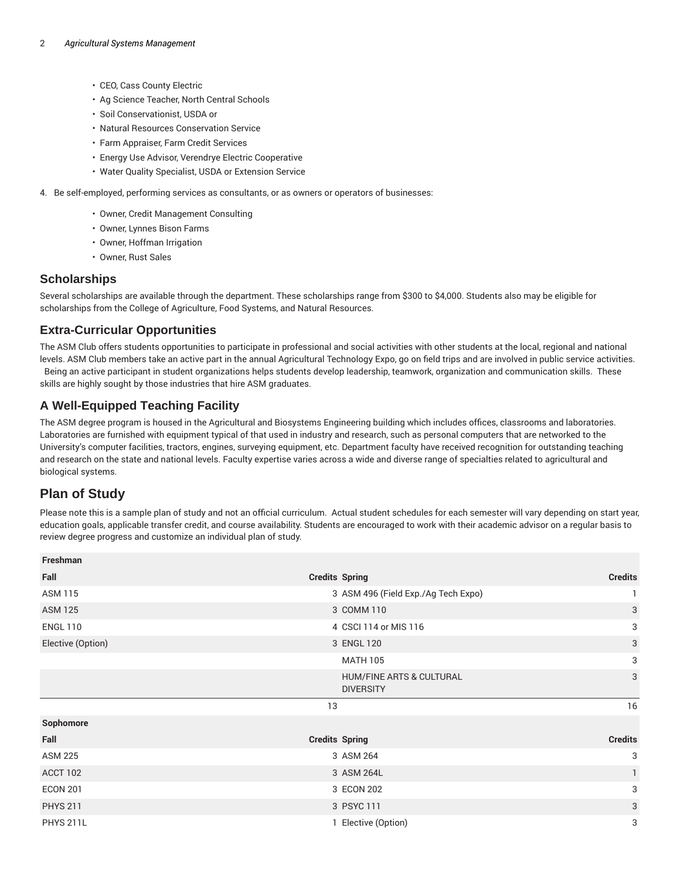- CEO, Cass County Electric
- Ag Science Teacher, North Central Schools
- Soil Conservationist, USDA or
- Natural Resources Conservation Service
- Farm Appraiser, Farm Credit Services
- Energy Use Advisor, Verendrye Electric Cooperative
- Water Quality Specialist, USDA or Extension Service

4. Be self-employed, performing services as consultants, or as owners or operators of businesses:

    - Owner, Credit Management Consulting
    - Owner, Lynnes Bison Farms
    - Owner, Hoffman Irrigation
    - Owner, Rust Sales

## Scholarships

Several scholarships are available through the department. These scholarships range from $300 to $4,000. Students also may be eligible for scholarships from the College of Agriculture, Food Systems, and Natural Resources.

## Extra-Curricular Opportunities

The ASM Club offers students opportunities to participate in professional and social activities with other students at the local, regional and national levels. ASM Club members take an active part in the annual Agricultural Technology Expo, go on field trips and are involved in public service activities. Being an active participant in student organizations helps students develop leadership, teamwork, organization and communication skills. These skills are highly sought by those industries that hire ASM graduates.

## A Well-Equipped Teaching Facility

The ASM degree program is housed in the Agricultural and Biosystems Engineering building which includes offices, classrooms and laboratories. Laboratories are furnished with equipment typical of that used in industry and research, such as personal computers that are networked to the University's computer facilities, tractors, engines, surveying equipment, etc. Department faculty have received recognition for outstanding teaching and research on the state and national levels. Faculty expertise varies across a wide and diverse range of specialties related to agricultural and biological systems.

# Plan of Study

Please note this is a sample plan of study and not an official curriculum. Actual student schedules for each semester will vary depending on start year, education goals, applicable transfer credit, and course availability. Students are encouraged to work with their academic advisor on a regular basis to review degree progress and customize an individual plan of study.

| Freshman | | | |
|---|---|---|---|
| **Fall** | **Credits** | **Spring** | **Credits** |
| ASM 115 | 3 | ASM 496 (Field Exp./Ag Tech Expo) | 1 |
| ASM 125 | 3 | COMM 110 | 3 |
| ENGL 110 | 4 | CSCI 114 or MIS 116 | 3 |
| Elective (Option) | 3 | ENGL 120 | 3 |
| | | MATH 105 | 3 |
| | | HUM/FINE ARTS & CULTURAL DIVERSITY | 3 |
| | 13 | | 16 |
| **Sophomore** | | | |
| **Fall** | **Credits** | **Spring** | **Credits** |
| ASM 225 | 3 | ASM 264 | 3 |
| ACCT 102 | 3 | ASM 264L | 1 |
| ECON 201 | 3 | ECON 202 | 3 |
| PHYS 211 | 3 | PSYC 111 | 3 |
| PHYS 211L | 1 | Elective (Option) | 3 |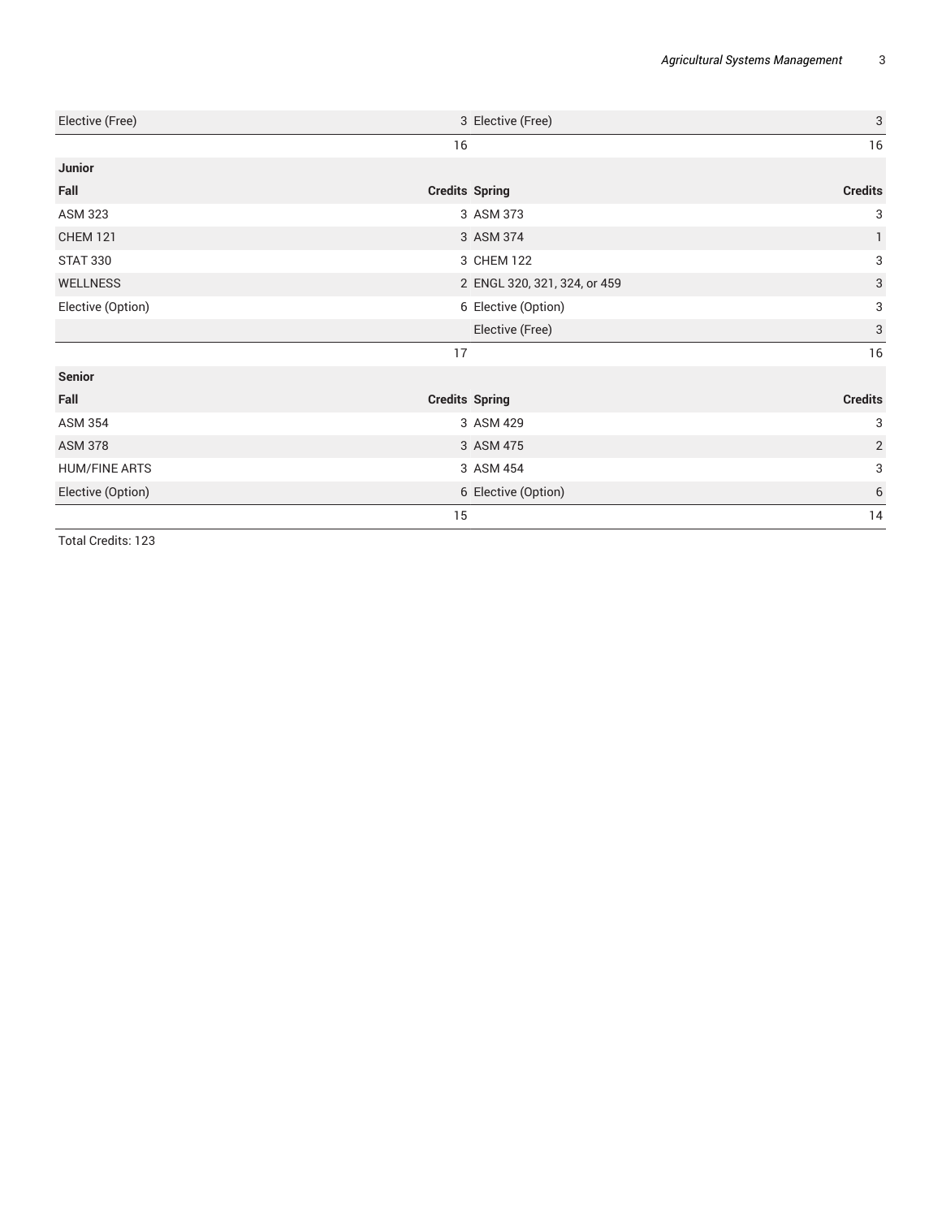| | | | |
|---|---|---|---|
| Elective (Free) | 3 | Elective (Free) | 3 |
| | 16 | | 16 |
| **Junior** | | | |
| **Fall** | **Credits** | **Spring** | **Credits** |
| ASM 323 | 3 | ASM 373 | 3 |
| CHEM 121 | 3 | ASM 374 | 1 |
| STAT 330 | 3 | CHEM 122 | 3 |
| WELLNESS | 2 | ENGL 320, 321, 324, or 459 | 3 |
| Elective (Option) | 6 | Elective (Option) | 3 |
| | | Elective (Free) | 3 |
| | 17 | | 16 |
| **Senior** | | | |
| **Fall** | **Credits** | **Spring** | **Credits** |
| ASM 354 | 3 | ASM 429 | 3 |
| ASM 378 | 3 | ASM 475 | 2 |
| HUM/FINE ARTS | 3 | ASM 454 | 3 |
| Elective (Option) | 6 | Elective (Option) | 6 |
| | 15 | | 14 |

Total Credits: 123